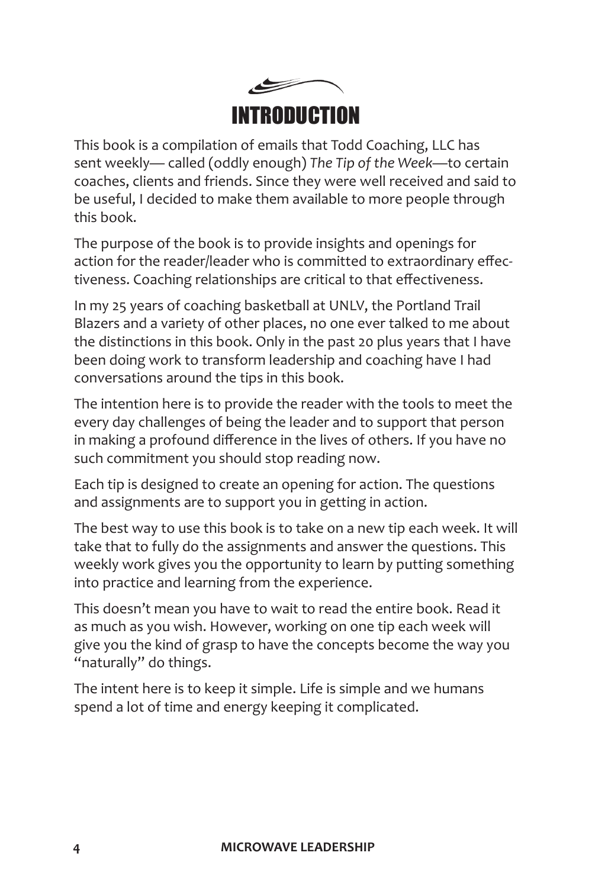# INTRODUCTION

This book is a compilation of emails that Todd Coaching, LLC has sent weekly— called (oddly enough) *The Tip of the Week*—to certain coaches, clients and friends. Since they were well received and said to be useful, I decided to make them available to more people through this book.

The purpose of the book is to provide insights and openings for action for the reader/leader who is committed to extraordinary effectiveness. Coaching relationships are critical to that effectiveness.

In my 25 years of coaching basketball at UNLV, the Portland Trail Blazers and a variety of other places, no one ever talked to me about the distinctions in this book. Only in the past 20 plus years that I have been doing work to transform leadership and coaching have I had conversations around the tips in this book.

The intention here is to provide the reader with the tools to meet the every day challenges of being the leader and to support that person in making a profound difference in the lives of others. If you have no such commitment you should stop reading now.

Each tip is designed to create an opening for action. The questions and assignments are to support you in getting in action.

The best way to use this book is to take on a new tip each week. It will take that to fully do the assignments and answer the questions. This weekly work gives you the opportunity to learn by putting something into practice and learning from the experience.

This doesn't mean you have to wait to read the entire book. Read it as much as you wish. However, working on one tip each week will give you the kind of grasp to have the concepts become the way you "naturally" do things.

The intent here is to keep it simple. Life is simple and we humans spend a lot of time and energy keeping it complicated.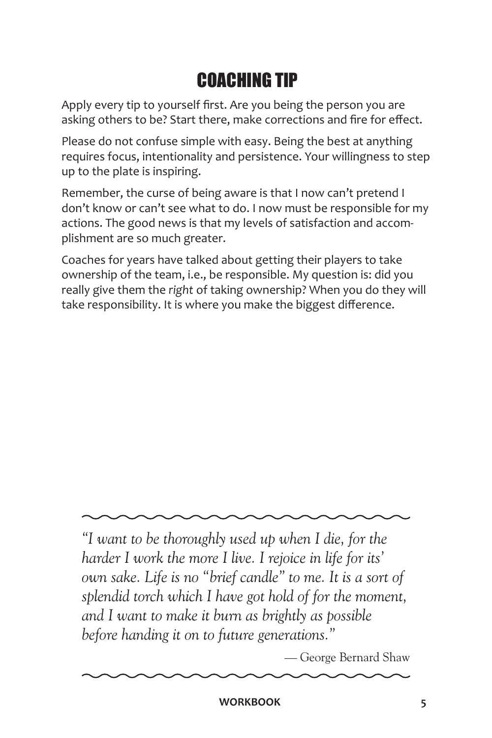# COACHING TIP

Apply every tip to yourself first. Are you being the person you are asking others to be? Start there, make corrections and fire for effect.

Please do not confuse simple with easy. Being the best at anything requires focus, intentionality and persistence. Your willingness to step up to the plate is inspiring.

Remember, the curse of being aware is that I now can't pretend I don't know or can't see what to do. I now must be responsible for my actions. The good news is that my levels of satisfaction and accomplishment are so much greater.

Coaches for years have talked about getting their players to take ownership of the team, i.e., be responsible. My question is: did you really give them the *right* of taking ownership? When you do they will take responsibility. It is where you make the biggest difference.

---

*"I want to be thoroughly used up when I die, for the harder I work the more I live. I rejoice in life for its' own sake. Life is no "brief candle" to me. It is a sort of splendid torch which I have got hold of for the moment, and I want to make it burn as brightly as possible before handing it on to future generations."*

— George Bernard Shaw

---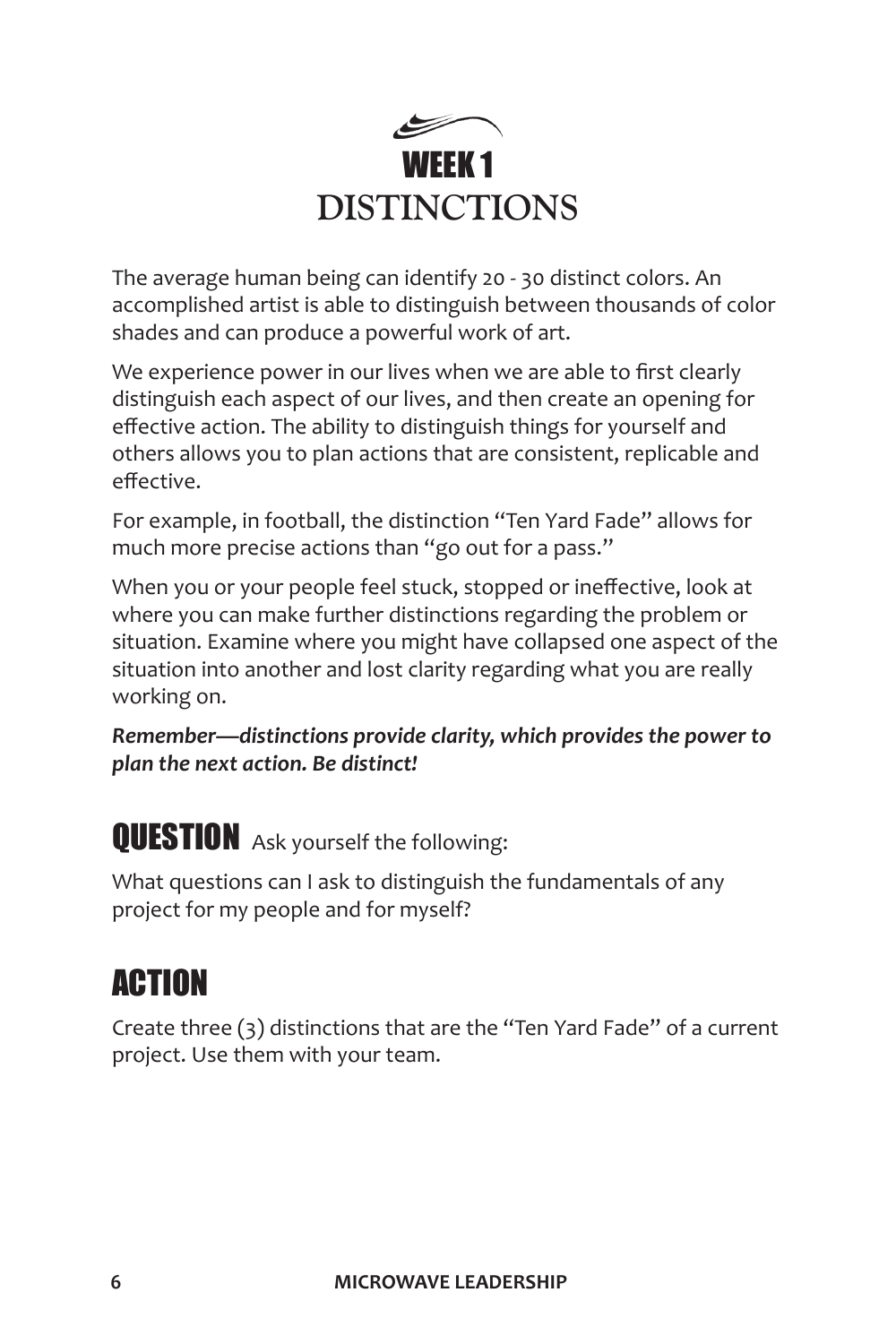# WEEK 1

## DISTINCTIONS

The average human being can identify 20 - 30 distinct colors. An accomplished artist is able to distinguish between thousands of color shades and can produce a powerful work of art.

We experience power in our lives when we are able to first clearly distinguish each aspect of our lives, and then create an opening for effective action. The ability to distinguish things for yourself and others allows you to plan actions that are consistent, replicable and effective.

For example, in football, the distinction "Ten Yard Fade" allows for much more precise actions than "go out for a pass."

When you or your people feel stuck, stopped or ineffective, look at where you can make further distinctions regarding the problem or situation. Examine where you might have collapsed one aspect of the situation into another and lost clarity regarding what you are really working on.

***Remember—distinctions provide clarity, which provides the power to plan the next action. Be distinct!***

## QUESTION Ask yourself the following:

What questions can I ask to distinguish the fundamentals of any project for my people and for myself?

## ACTION

Create three (3) distinctions that are the "Ten Yard Fade" of a current project. Use them with your team.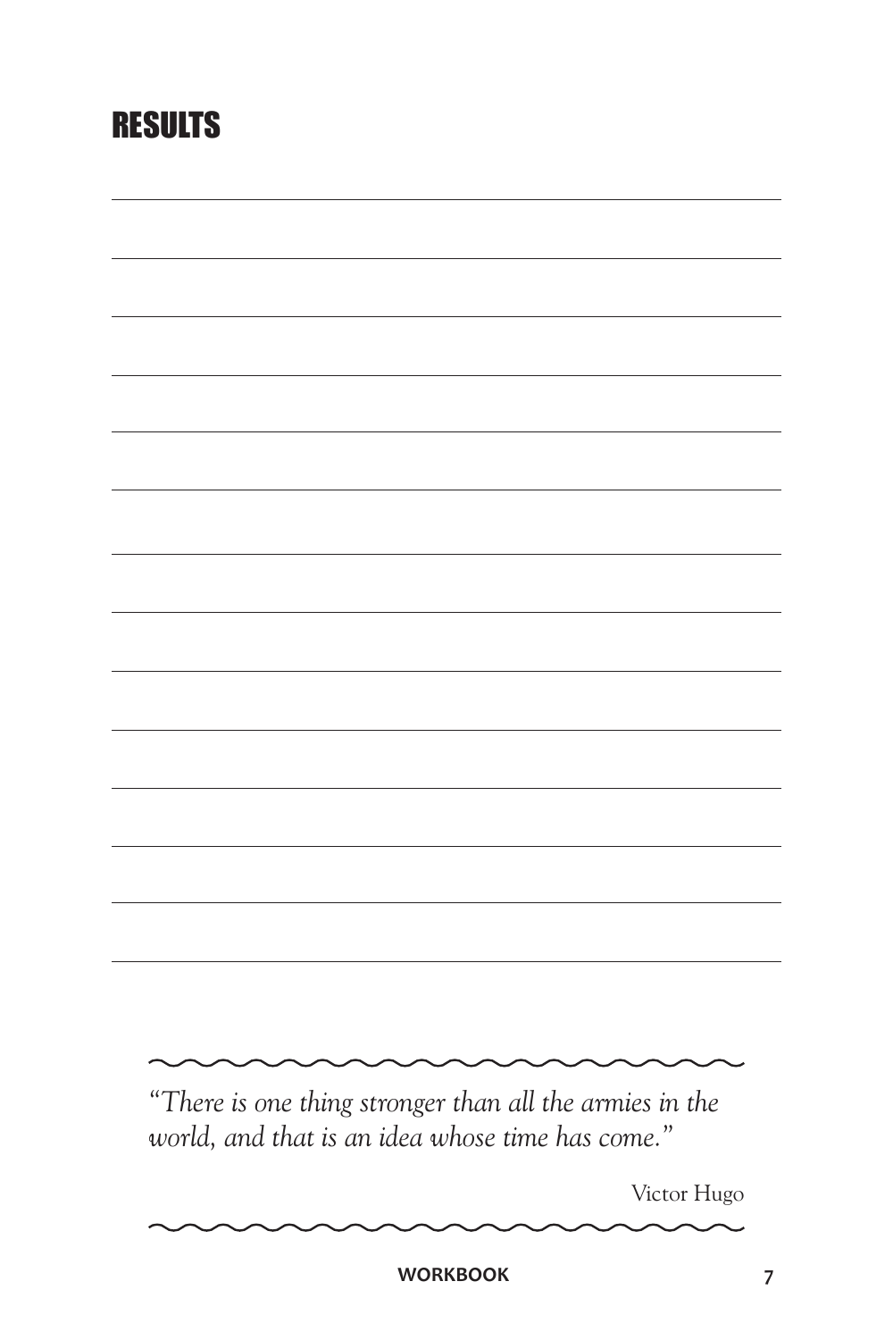## RESULTS

*"There is one thing stronger than all the armies in the world, and that is an idea whose time has come."*

Victor Hugo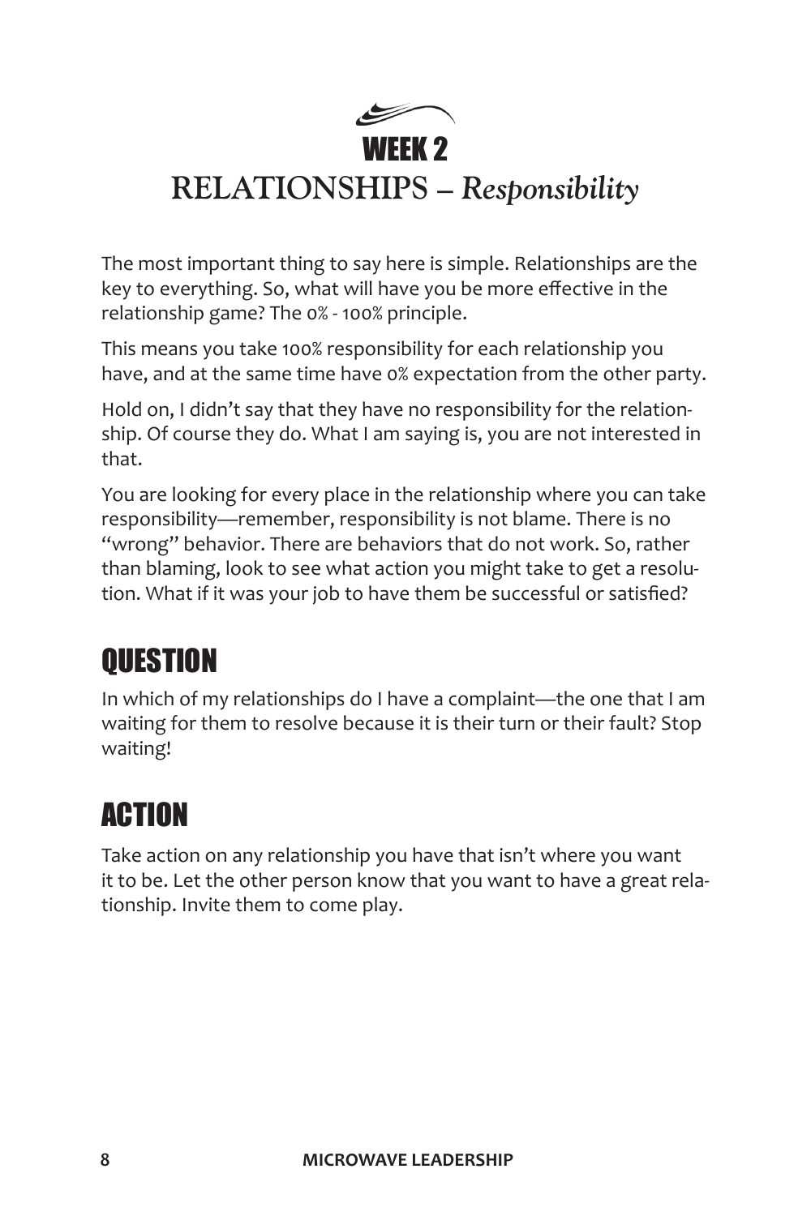# WEEK 2

## RELATIONSHIPS – *Responsibility*

The most important thing to say here is simple. Relationships are the key to everything. So, what will have you be more effective in the relationship game? The 0% - 100% principle.

This means you take 100% responsibility for each relationship you have, and at the same time have 0% expectation from the other party.

Hold on, I didn't say that they have no responsibility for the relationship. Of course they do. What I am saying is, you are not interested in that.

You are looking for every place in the relationship where you can take responsibility—remember, responsibility is not blame. There is no "wrong" behavior. There are behaviors that do not work. So, rather than blaming, look to see what action you might take to get a resolution. What if it was your job to have them be successful or satisfied?

## QUESTION

In which of my relationships do I have a complaint—the one that I am waiting for them to resolve because it is their turn or their fault? Stop waiting!

## ACTION

Take action on any relationship you have that isn't where you want it to be. Let the other person know that you want to have a great relationship. Invite them to come play.